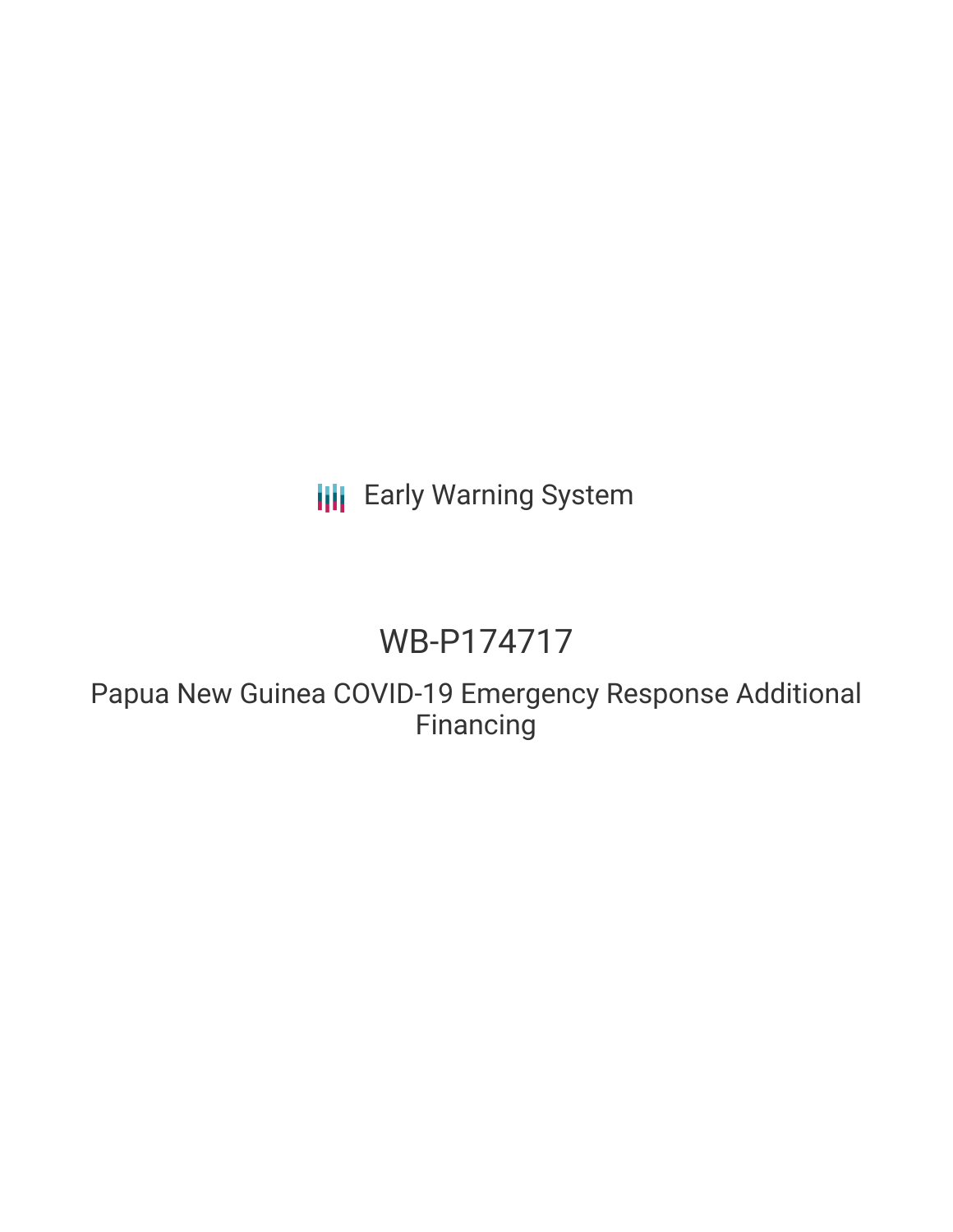Early Warning System

# WB-P174717

## Papua New Guinea COVID-19 Emergency Response Additional Financing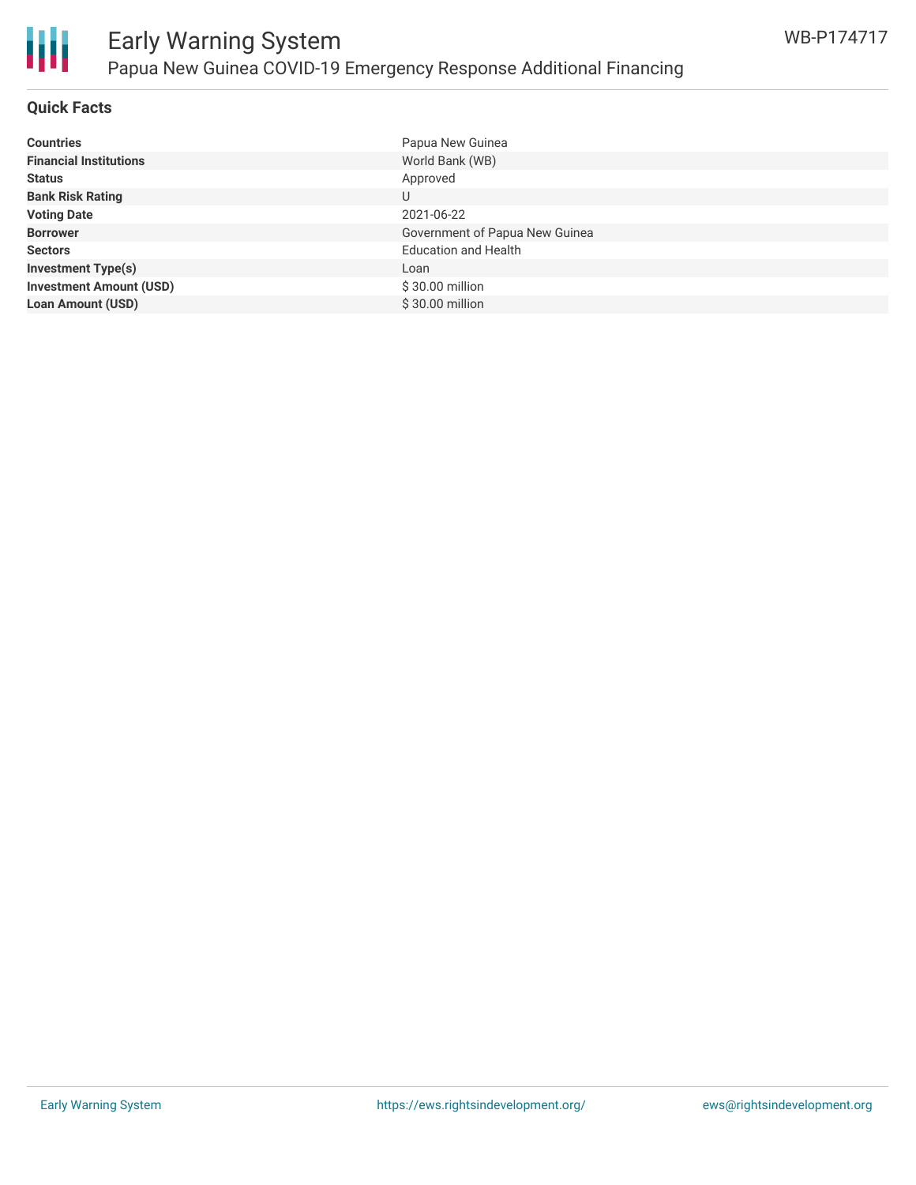## Quick Facts

| | |
|---|---|
| **Countries** | Papua New Guinea |
| **Financial Institutions** | World Bank (WB) |
| **Status** | Approved |
| **Bank Risk Rating** | U |
| **Voting Date** | 2021-06-22 |
| **Borrower** | Government of Papua New Guinea |
| **Sectors** | Education and Health |
| **Investment Type(s)** | Loan |
| **Investment Amount (USD)** | $ 30.00 million |
| **Loan Amount (USD)** | $ 30.00 million |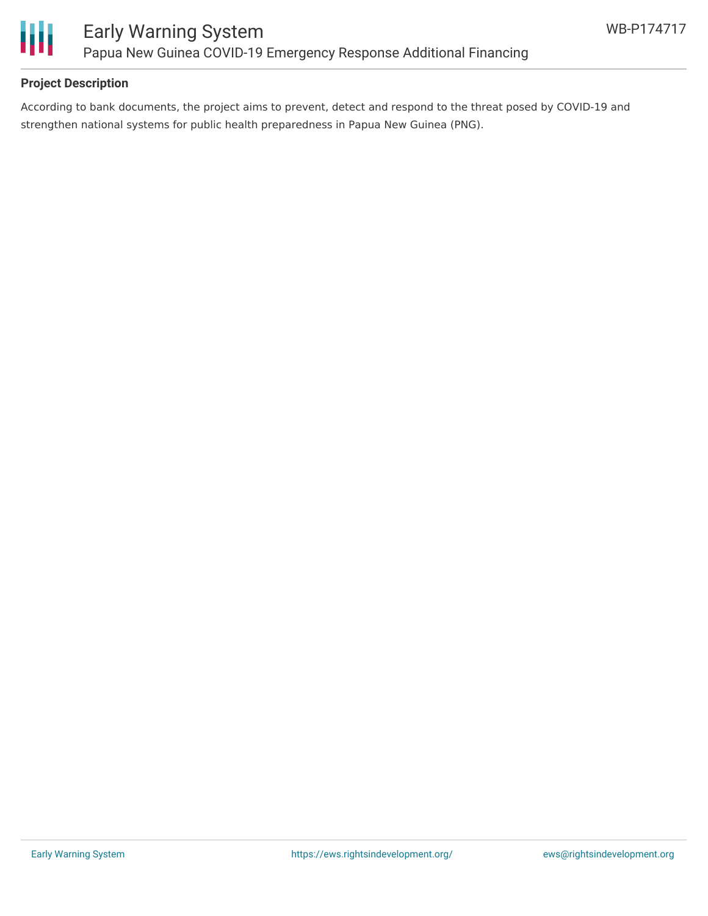## Project Description

According to bank documents, the project aims to prevent, detect and respond to the threat posed by COVID-19 and strengthen national systems for public health preparedness in Papua New Guinea (PNG).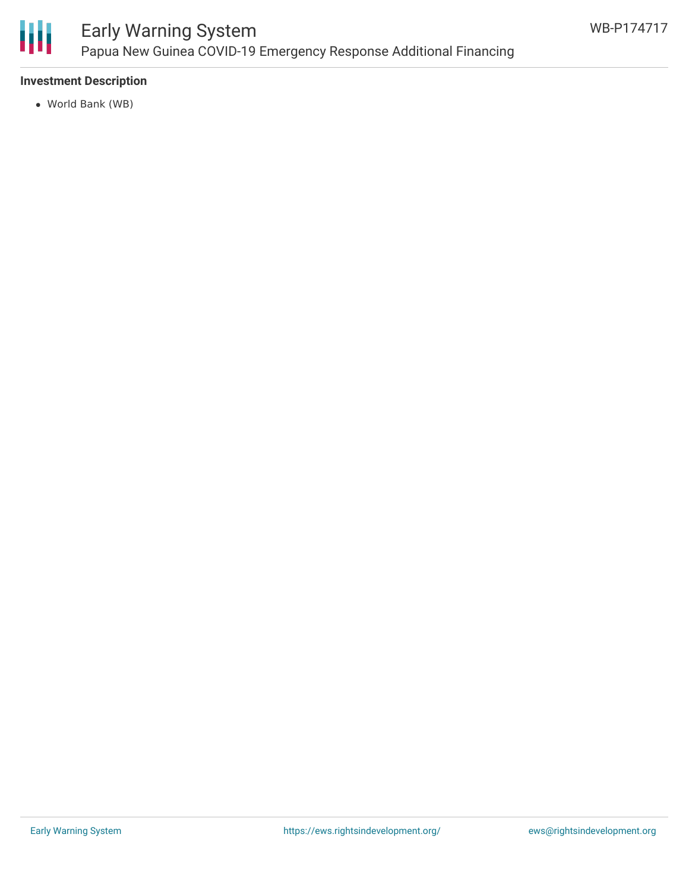### Investment Description

- World Bank (WB)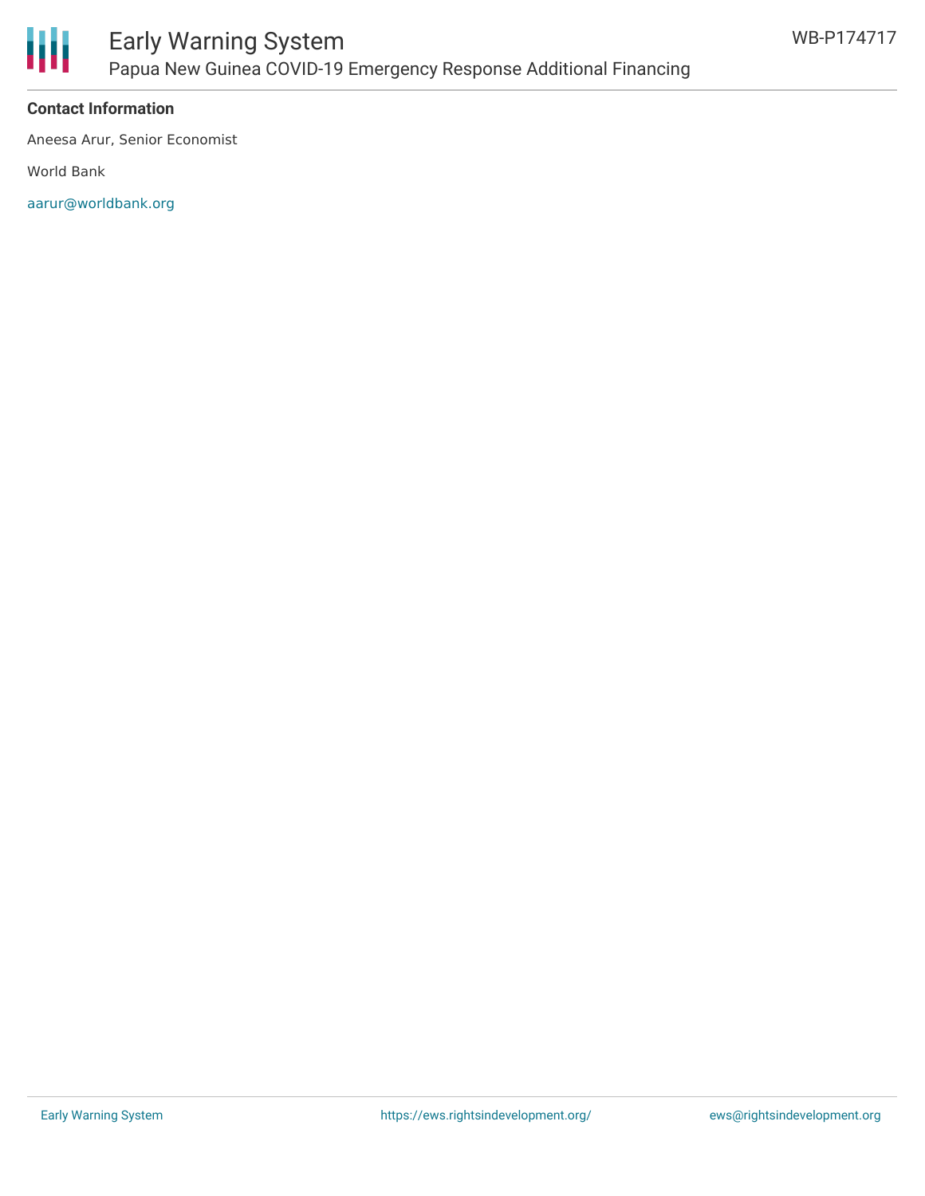**Contact Information**

Aneesa Arur, Senior Economist

World Bank

aarur@worldbank.org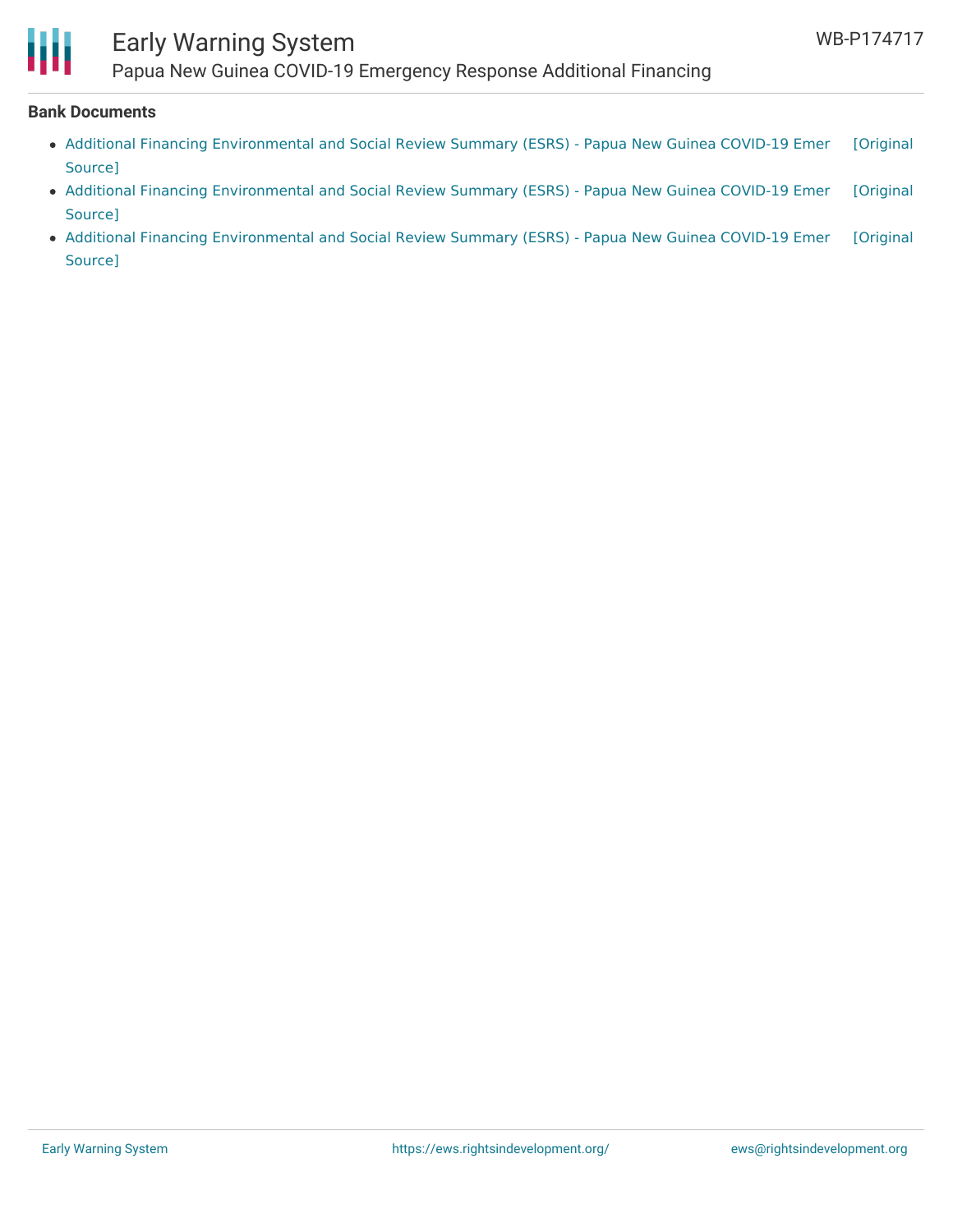**Bank Documents**

- Additional Financing Environmental and Social Review Summary (ESRS) - Papua New Guinea COVID-19 Emer [Original Source]
- Additional Financing Environmental and Social Review Summary (ESRS) - Papua New Guinea COVID-19 Emer [Original Source]
- Additional Financing Environmental and Social Review Summary (ESRS) - Papua New Guinea COVID-19 Emer [Original Source]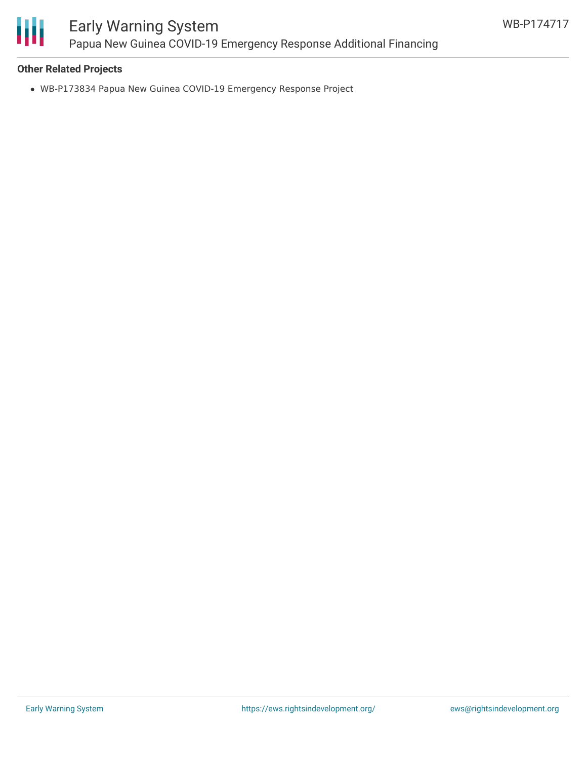**Other Related Projects**

- WB-P173834 Papua New Guinea COVID-19 Emergency Response Project